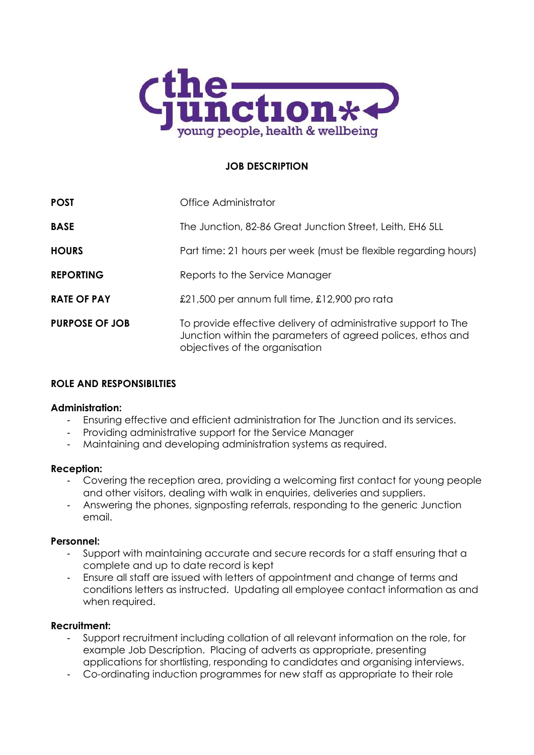the junction
young people, health & wellbeing

# JOB DESCRIPTION

| | |
|---|---|
| **POST** | Office Administrator |
| **BASE** | The Junction, 82-86 Great Junction Street, Leith, EH6 5LL |
| **HOURS** | Part time: 21 hours per week (must be flexible regarding hours) |
| **REPORTING** | Reports to the Service Manager |
| **RATE OF PAY** | £21,500 per annum full time, £12,900 pro rata |
| **PURPOSE OF JOB** | To provide effective delivery of administrative support to The Junction within the parameters of agreed polices, ethos and objectives of the organisation |

## ROLE AND RESPONSIBILTIES

**Administration:**

- Ensuring effective and efficient administration for The Junction and its services.
- Providing administrative support for the Service Manager
- Maintaining and developing administration systems as required.

**Reception:**

- Covering the reception area, providing a welcoming first contact for young people and other visitors, dealing with walk in enquiries, deliveries and suppliers.
- Answering the phones, signposting referrals, responding to the generic Junction email.

**Personnel:**

- Support with maintaining accurate and secure records for a staff ensuring that a complete and up to date record is kept
- Ensure all staff are issued with letters of appointment and change of terms and conditions letters as instructed. Updating all employee contact information as and when required.

**Recruitment:**

- Support recruitment including collation of all relevant information on the role, for example Job Description. Placing of adverts as appropriate, presenting applications for shortlisting, responding to candidates and organising interviews.
- Co-ordinating induction programmes for new staff as appropriate to their role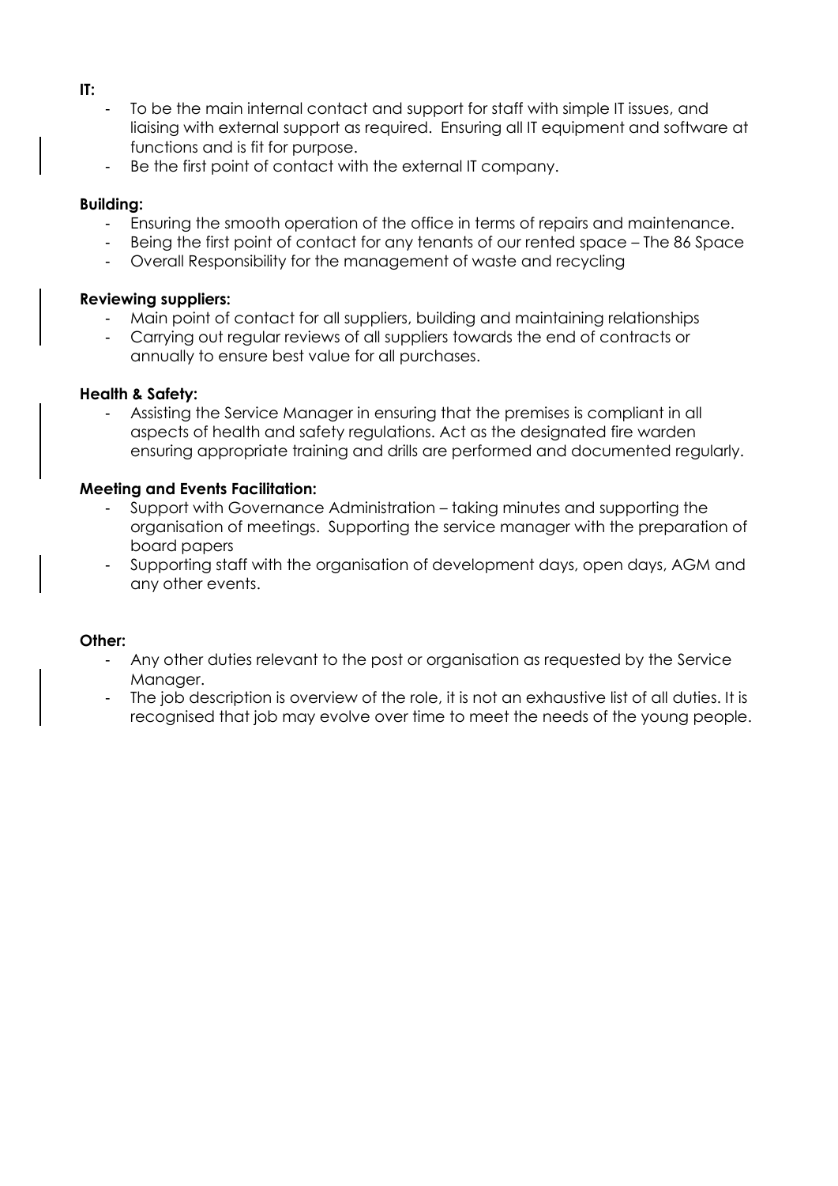**IT:**

- To be the main internal contact and support for staff with simple IT issues, and liaising with external support as required. Ensuring all IT equipment and software at functions and is fit for purpose.
- Be the first point of contact with the external IT company.

**Building:**

- Ensuring the smooth operation of the office in terms of repairs and maintenance.
- Being the first point of contact for any tenants of our rented space – The 86 Space
- Overall Responsibility for the management of waste and recycling

**Reviewing suppliers:**

- Main point of contact for all suppliers, building and maintaining relationships
- Carrying out regular reviews of all suppliers towards the end of contracts or annually to ensure best value for all purchases.

**Health & Safety:**

- Assisting the Service Manager in ensuring that the premises is compliant in all aspects of health and safety regulations. Act as the designated fire warden ensuring appropriate training and drills are performed and documented regularly.

**Meeting and Events Facilitation:**

- Support with Governance Administration – taking minutes and supporting the organisation of meetings. Supporting the service manager with the preparation of board papers
- Supporting staff with the organisation of development days, open days, AGM and any other events.

**Other:**

- Any other duties relevant to the post or organisation as requested by the Service Manager.
- The job description is overview of the role, it is not an exhaustive list of all duties. It is recognised that job may evolve over time to meet the needs of the young people.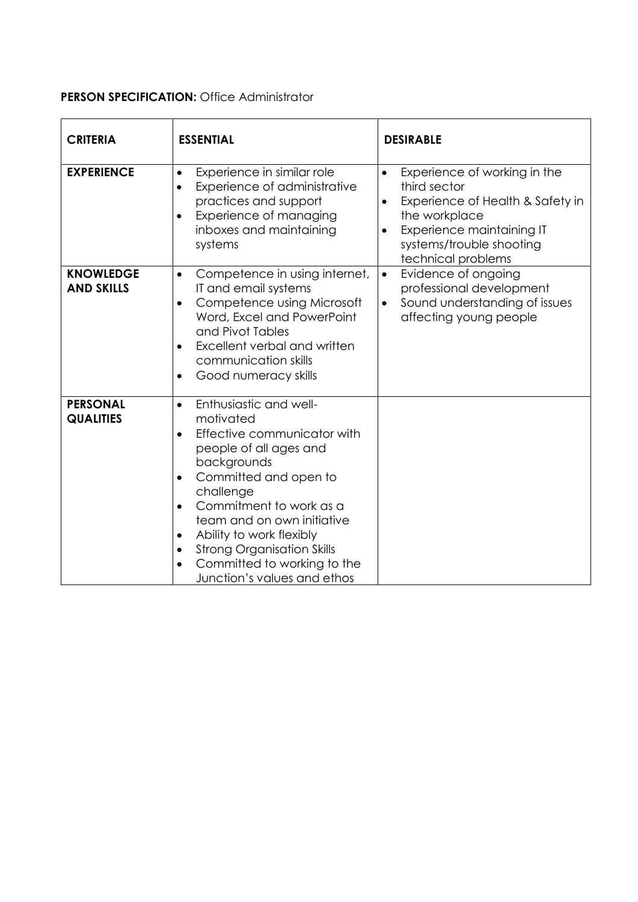**PERSON SPECIFICATION:** Office Administrator

| **CRITERIA** | **ESSENTIAL** | **DESIRABLE** |
|---|---|---|
| **EXPERIENCE** | • Experience in similar role<br>• Experience of administrative practices and support<br>• Experience of managing inboxes and maintaining systems | • Experience of working in the third sector<br>• Experience of Health & Safety in the workplace<br>• Experience maintaining IT systems/trouble shooting technical problems |
| **KNOWLEDGE AND SKILLS** | • Competence in using internet, IT and email systems<br>• Competence using Microsoft Word, Excel and PowerPoint and Pivot Tables<br>• Excellent verbal and written communication skills<br>• Good numeracy skills | • Evidence of ongoing professional development<br>• Sound understanding of issues affecting young people |
| **PERSONAL QUALITIES** | • Enthusiastic and well-motivated<br>• Effective communicator with people of all ages and backgrounds<br>• Committed and open to challenge<br>• Commitment to work as a team and on own initiative<br>• Ability to work flexibly<br>• Strong Organisation Skills<br>• Committed to working to the Junction's values and ethos | |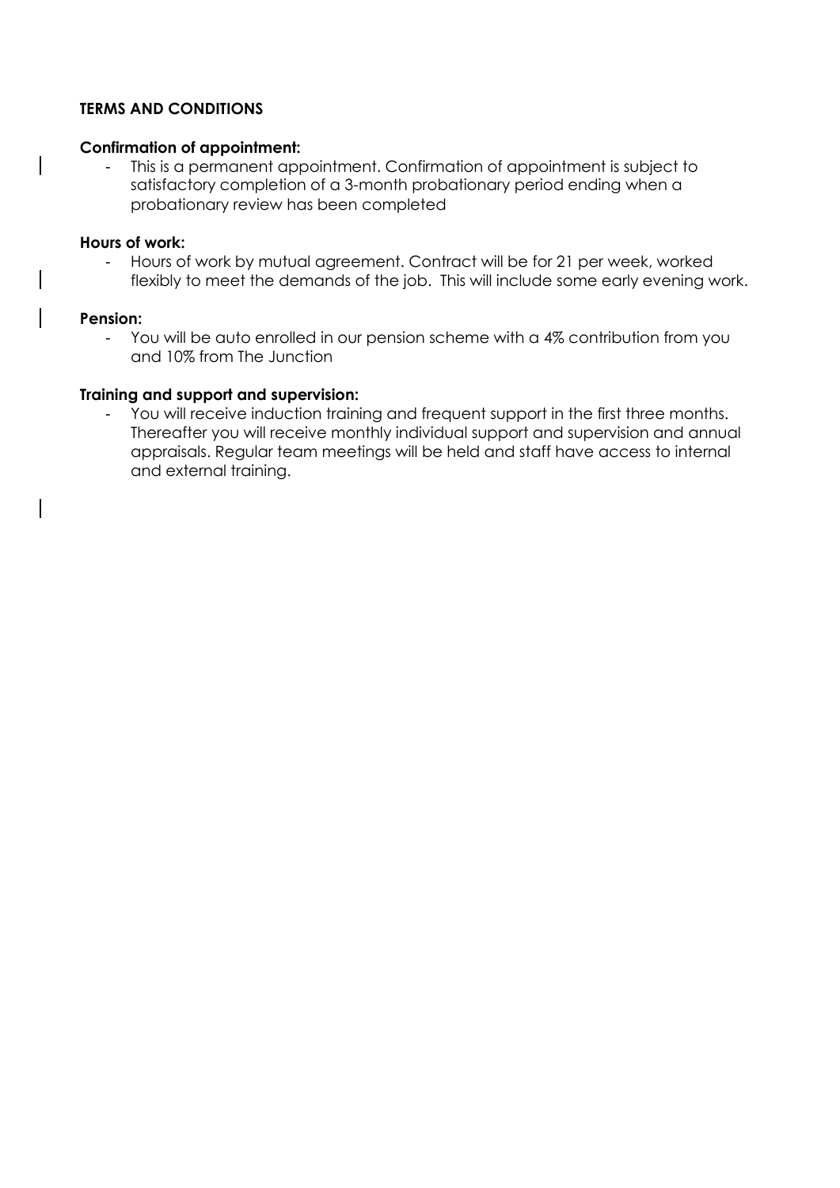**TERMS AND CONDITIONS**

**Confirmation of appointment:**

- This is a permanent appointment. Confirmation of appointment is subject to satisfactory completion of a 3-month probationary period ending when a probationary review has been completed

**Hours of work:**

- Hours of work by mutual agreement. Contract will be for 21 per week, worked flexibly to meet the demands of the job. This will include some early evening work.

**Pension:**

- You will be auto enrolled in our pension scheme with a 4% contribution from you and 10% from The Junction

**Training and support and supervision:**

- You will receive induction training and frequent support in the first three months. Thereafter you will receive monthly individual support and supervision and annual appraisals. Regular team meetings will be held and staff have access to internal and external training.